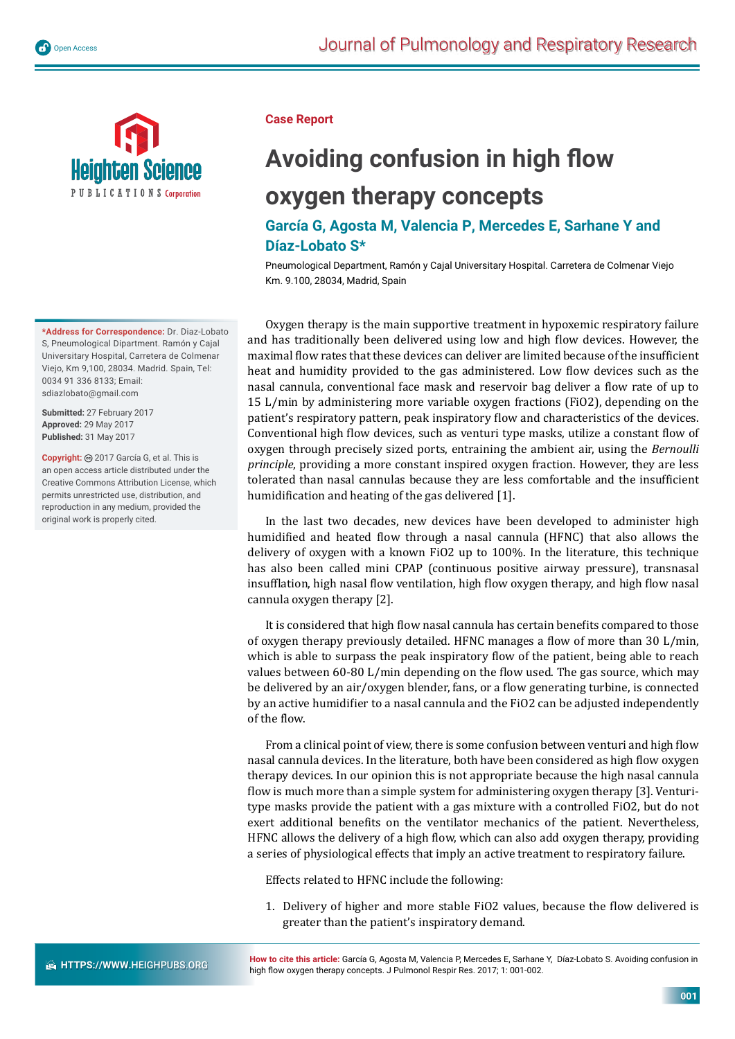Case Report

# Avoiding confusion in high flow oxygen therapy concepts

## García G, Agosta M, Valencia P, Mercedes E, Sarhane Y and Díaz-Lobato S*

Pneumological Department, Ramón y Cajal Universitary Hospital. Carretera de Colmenar Viejo Km. 9.100, 28034, Madrid, Spain

**\*Address for Correspondence:** Dr. Diaz-Lobato S, Pneumological Dipartment. Ramón y Cajal Universitary Hospital, Carretera de Colmenar Viejo, Km 9,100, 28034. Madrid. Spain, Tel: 0034 91 336 8133; Email: sdiazlobato@gmail.com

**Submitted:** 27 February 2017
**Approved:** 29 May 2017
**Published:** 31 May 2017

**Copyright:** © 2017 García G, et al. This is an open access article distributed under the Creative Commons Attribution License, which permits unrestricted use, distribution, and reproduction in any medium, provided the original work is properly cited.

Oxygen therapy is the main supportive treatment in hypoxemic respiratory failure and has traditionally been delivered using low and high flow devices. However, the maximal flow rates that these devices can deliver are limited because of the insufficient heat and humidity provided to the gas administered. Low flow devices such as the nasal cannula, conventional face mask and reservoir bag deliver a flow rate of up to 15 L/min by administering more variable oxygen fractions (FiO2), depending on the patient's respiratory pattern, peak inspiratory flow and characteristics of the devices. Conventional high flow devices, such as venturi type masks, utilize a constant flow of oxygen through precisely sized ports, entraining the ambient air, using the *Bernoulli principle*, providing a more constant inspired oxygen fraction. However, they are less tolerated than nasal cannulas because they are less comfortable and the insufficient humidification and heating of the gas delivered [1].

In the last two decades, new devices have been developed to administer high humidified and heated flow through a nasal cannula (HFNC) that also allows the delivery of oxygen with a known FiO2 up to 100%. In the literature, this technique has also been called mini CPAP (continuous positive airway pressure), transnasal insufflation, high nasal flow ventilation, high flow oxygen therapy, and high flow nasal cannula oxygen therapy [2].

It is considered that high flow nasal cannula has certain benefits compared to those of oxygen therapy previously detailed. HFNC manages a flow of more than 30 L/min, which is able to surpass the peak inspiratory flow of the patient, being able to reach values between 60-80 L/min depending on the flow used. The gas source, which may be delivered by an air/oxygen blender, fans, or a flow generating turbine, is connected by an active humidifier to a nasal cannula and the FiO2 can be adjusted independently of the flow.

From a clinical point of view, there is some confusion between venturi and high flow nasal cannula devices. In the literature, both have been considered as high flow oxygen therapy devices. In our opinion this is not appropriate because the high nasal cannula flow is much more than a simple system for administering oxygen therapy [3]. Venturi-type masks provide the patient with a gas mixture with a controlled FiO2, but do not exert additional benefits on the ventilator mechanics of the patient. Nevertheless, HFNC allows the delivery of a high flow, which can also add oxygen therapy, providing a series of physiological effects that imply an active treatment to respiratory failure.

Effects related to HFNC include the following:

1. Delivery of higher and more stable FiO2 values, because the flow delivered is greater than the patient's inspiratory demand.

**How to cite this article:** García G, Agosta M, Valencia P, Mercedes E, Sarhane Y, Díaz-Lobato S. Avoiding confusion in high flow oxygen therapy concepts. J Pulmonol Respir Res. 2017; 1: 001-002.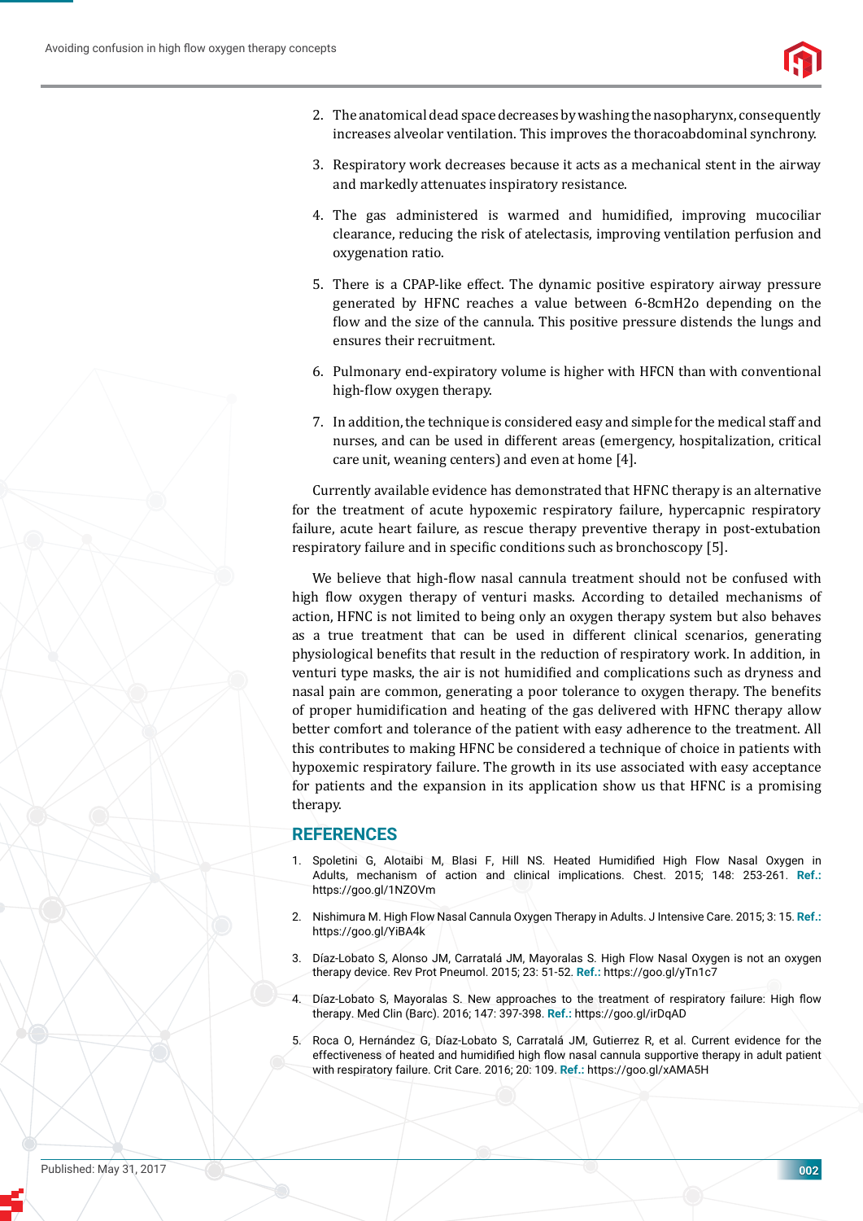2. The anatomical dead space decreases by washing the nasopharynx, consequently increases alveolar ventilation. This improves the thoracoabdominal synchrony.

3. Respiratory work decreases because it acts as a mechanical stent in the airway and markedly attenuates inspiratory resistance.

4. The gas administered is warmed and humidified, improving mucociliar clearance, reducing the risk of atelectasis, improving ventilation perfusion and oxygenation ratio.

5. There is a CPAP-like effect. The dynamic positive espiratory airway pressure generated by HFNC reaches a value between 6-8cmH2o depending on the flow and the size of the cannula. This positive pressure distends the lungs and ensures their recruitment.

6. Pulmonary end-expiratory volume is higher with HFCN than with conventional high-flow oxygen therapy.

7. In addition, the technique is considered easy and simple for the medical staff and nurses, and can be used in different areas (emergency, hospitalization, critical care unit, weaning centers) and even at home [4].

Currently available evidence has demonstrated that HFNC therapy is an alternative for the treatment of acute hypoxemic respiratory failure, hypercapnic respiratory failure, acute heart failure, as rescue therapy preventive therapy in post-extubation respiratory failure and in specific conditions such as bronchoscopy [5].

We believe that high-flow nasal cannula treatment should not be confused with high flow oxygen therapy of venturi masks. According to detailed mechanisms of action, HFNC is not limited to being only an oxygen therapy system but also behaves as a true treatment that can be used in different clinical scenarios, generating physiological benefits that result in the reduction of respiratory work. In addition, in venturi type masks, the air is not humidified and complications such as dryness and nasal pain are common, generating a poor tolerance to oxygen therapy. The benefits of proper humidification and heating of the gas delivered with HFNC therapy allow better comfort and tolerance of the patient with easy adherence to the treatment. All this contributes to making HFNC be considered a technique of choice in patients with hypoxemic respiratory failure. The growth in its use associated with easy acceptance for patients and the expansion in its application show us that HFNC is a promising therapy.

## REFERENCES

1. Spoletini G, Alotaibi M, Blasi F, Hill NS. Heated Humidified High Flow Nasal Oxygen in Adults, mechanism of action and clinical implications. Chest. 2015; 148: 253-261. **Ref.:** https://goo.gl/1NZOVm

2. Nishimura M. High Flow Nasal Cannula Oxygen Therapy in Adults. J Intensive Care. 2015; 3: 15. **Ref.:** https://goo.gl/YiBA4k

3. Díaz-Lobato S, Alonso JM, Carratalá JM, Mayoralas S. High Flow Nasal Oxygen is not an oxygen therapy device. Rev Prot Pneumol. 2015; 23: 51-52. **Ref.:** https://goo.gl/yTn1c7

4. Díaz-Lobato S, Mayoralas S. New approaches to the treatment of respiratory failure: High flow therapy. Med Clin (Barc). 2016; 147: 397-398. **Ref.:** https://goo.gl/irDqAD

5. Roca O, Hernández G, Díaz-Lobato S, Carratalá JM, Gutierrez R, et al. Current evidence for the effectiveness of heated and humidified high flow nasal cannula supportive therapy in adult patient with respiratory failure. Crit Care. 2016; 20: 109. **Ref.:** https://goo.gl/xAMA5H